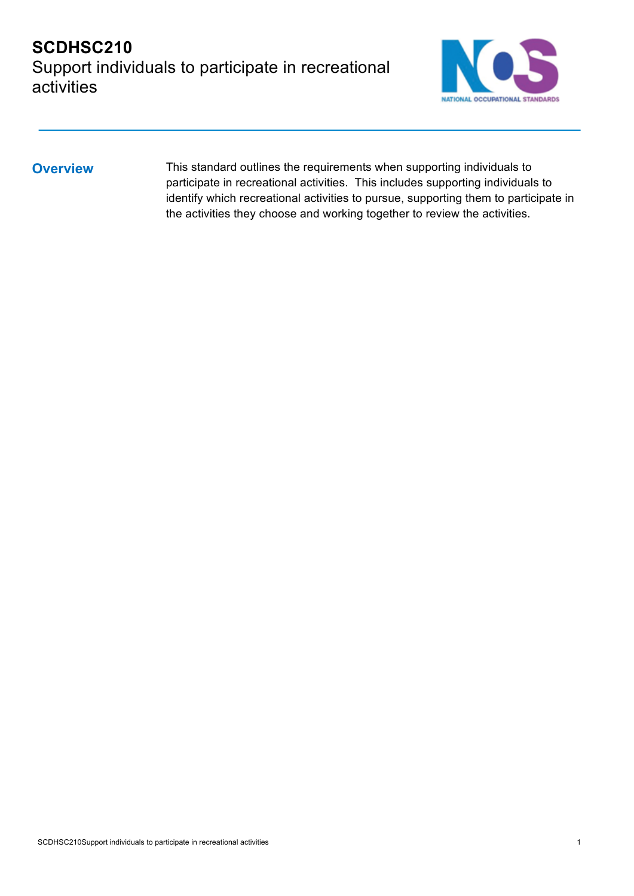# SCDHSC210

## Support individuals to participate in recreational activities

### Overview

This standard outlines the requirements when supporting individuals to participate in recreational activities. This includes supporting individuals to identify which recreational activities to pursue, supporting them to participate in the activities they choose and working together to review the activities.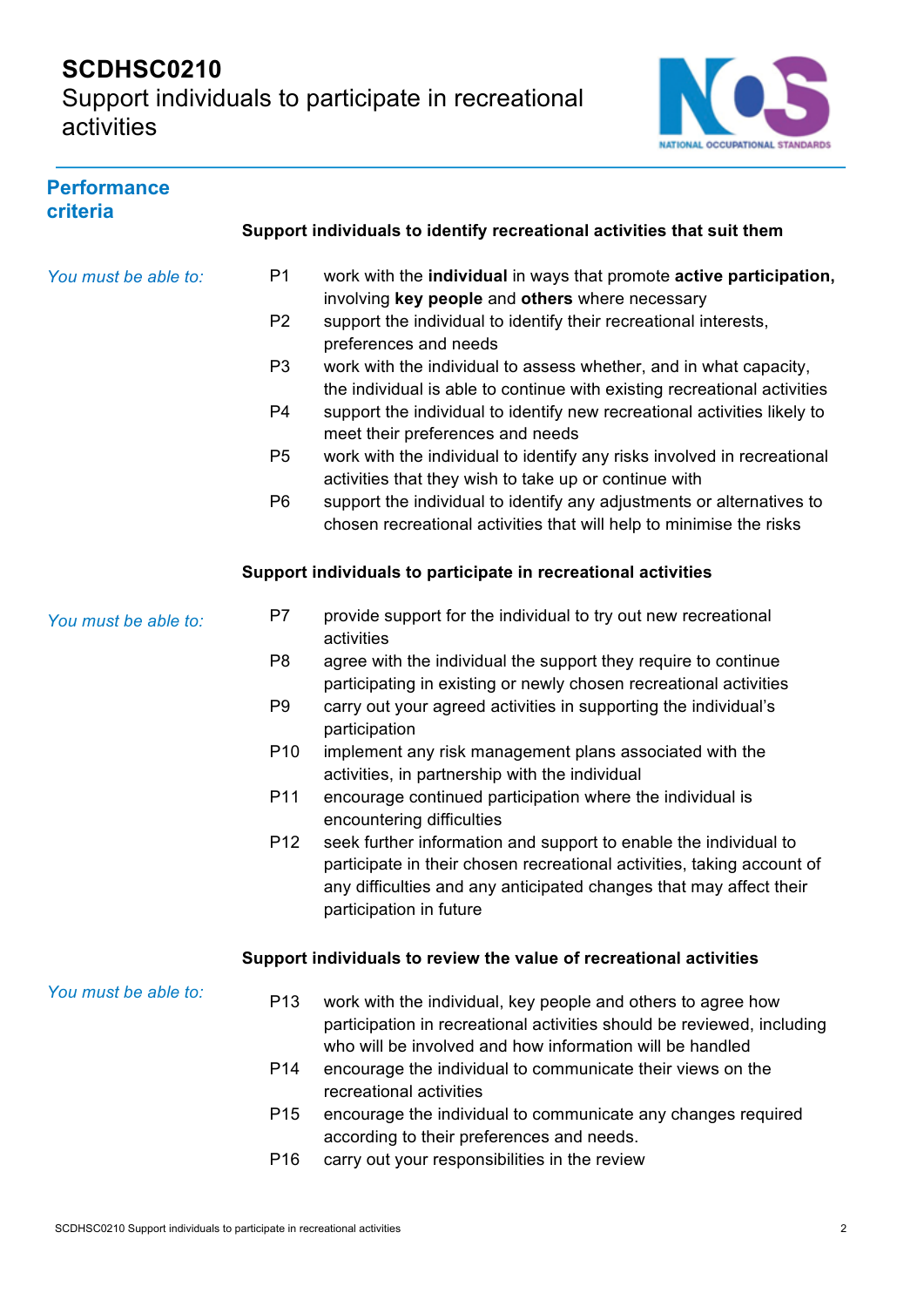# SCDHSC0210
Support individuals to participate in recreational activities

## Performance criteria

### Support individuals to identify recreational activities that suit them

*You must be able to:*

- P1 work with the **individual** in ways that promote **active participation,** involving **key people** and **others** where necessary
- P2 support the individual to identify their recreational interests, preferences and needs
- P3 work with the individual to assess whether, and in what capacity, the individual is able to continue with existing recreational activities
- P4 support the individual to identify new recreational activities likely to meet their preferences and needs
- P5 work with the individual to identify any risks involved in recreational activities that they wish to take up or continue with
- P6 support the individual to identify any adjustments or alternatives to chosen recreational activities that will help to minimise the risks

### Support individuals to participate in recreational activities

*You must be able to:*

- P7 provide support for the individual to try out new recreational activities
- P8 agree with the individual the support they require to continue participating in existing or newly chosen recreational activities
- P9 carry out your agreed activities in supporting the individual's participation
- P10 implement any risk management plans associated with the activities, in partnership with the individual
- P11 encourage continued participation where the individual is encountering difficulties
- P12 seek further information and support to enable the individual to participate in their chosen recreational activities, taking account of any difficulties and any anticipated changes that may affect their participation in future

### Support individuals to review the value of recreational activities

*You must be able to:*

- P13 work with the individual, key people and others to agree how participation in recreational activities should be reviewed, including who will be involved and how information will be handled
- P14 encourage the individual to communicate their views on the recreational activities
- P15 encourage the individual to communicate any changes required according to their preferences and needs.
- P16 carry out your responsibilities in the review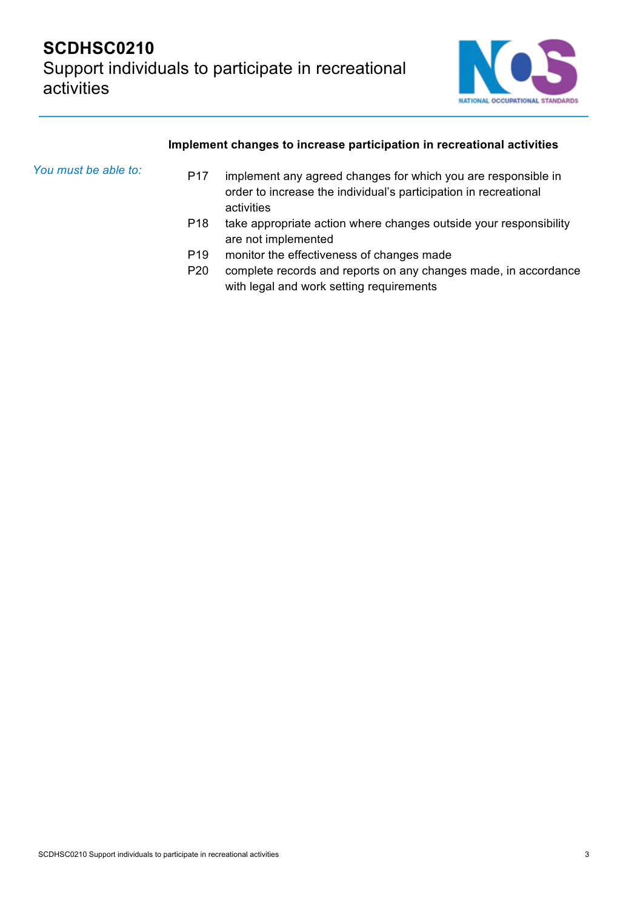**Implement changes to increase participation in recreational activities**

*You must be able to:*

- P17 implement any agreed changes for which you are responsible in order to increase the individual's participation in recreational activities
- P18 take appropriate action where changes outside your responsibility are not implemented
- P19 monitor the effectiveness of changes made
- P20 complete records and reports on any changes made, in accordance with legal and work setting requirements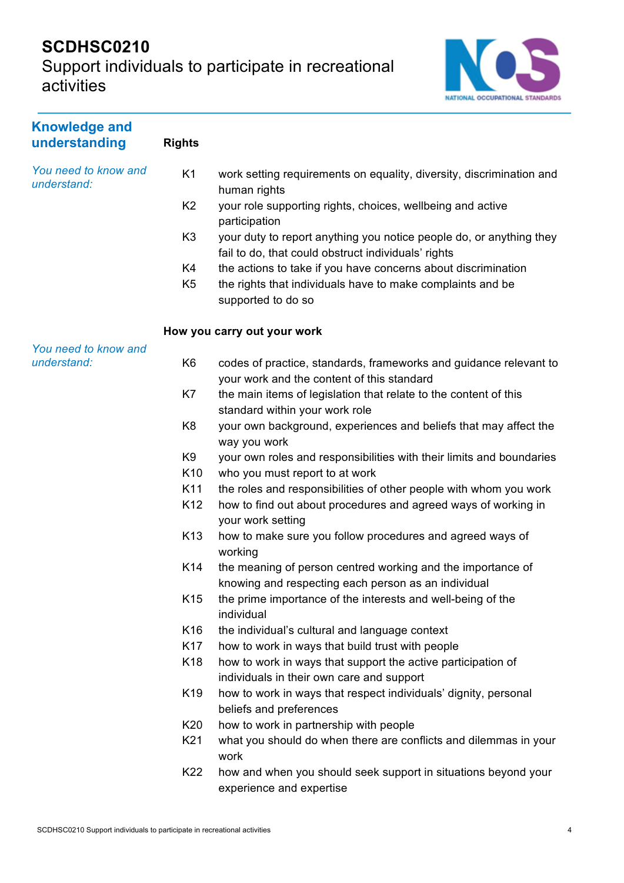## Knowledge and understanding

### Rights

*You need to know and understand:*

| | |
|---|---|
| K1 | work setting requirements on equality, diversity, discrimination and human rights |
| K2 | your role supporting rights, choices, wellbeing and active participation |
| K3 | your duty to report anything you notice people do, or anything they fail to do, that could obstruct individuals' rights |
| K4 | the actions to take if you have concerns about discrimination |
| K5 | the rights that individuals have to make complaints and be supported to do so |

### How you carry out your work

*You need to know and understand:*

| | |
|---|---|
| K6 | codes of practice, standards, frameworks and guidance relevant to your work and the content of this standard |
| K7 | the main items of legislation that relate to the content of this standard within your work role |
| K8 | your own background, experiences and beliefs that may affect the way you work |
| K9 | your own roles and responsibilities with their limits and boundaries |
| K10 | who you must report to at work |
| K11 | the roles and responsibilities of other people with whom you work |
| K12 | how to find out about procedures and agreed ways of working in your work setting |
| K13 | how to make sure you follow procedures and agreed ways of working |
| K14 | the meaning of person centred working and the importance of knowing and respecting each person as an individual |
| K15 | the prime importance of the interests and well-being of the individual |
| K16 | the individual's cultural and language context |
| K17 | how to work in ways that build trust with people |
| K18 | how to work in ways that support the active participation of individuals in their own care and support |
| K19 | how to work in ways that respect individuals' dignity, personal beliefs and preferences |
| K20 | how to work in partnership with people |
| K21 | what you should do when there are conflicts and dilemmas in your work |
| K22 | how and when you should seek support in situations beyond your experience and expertise |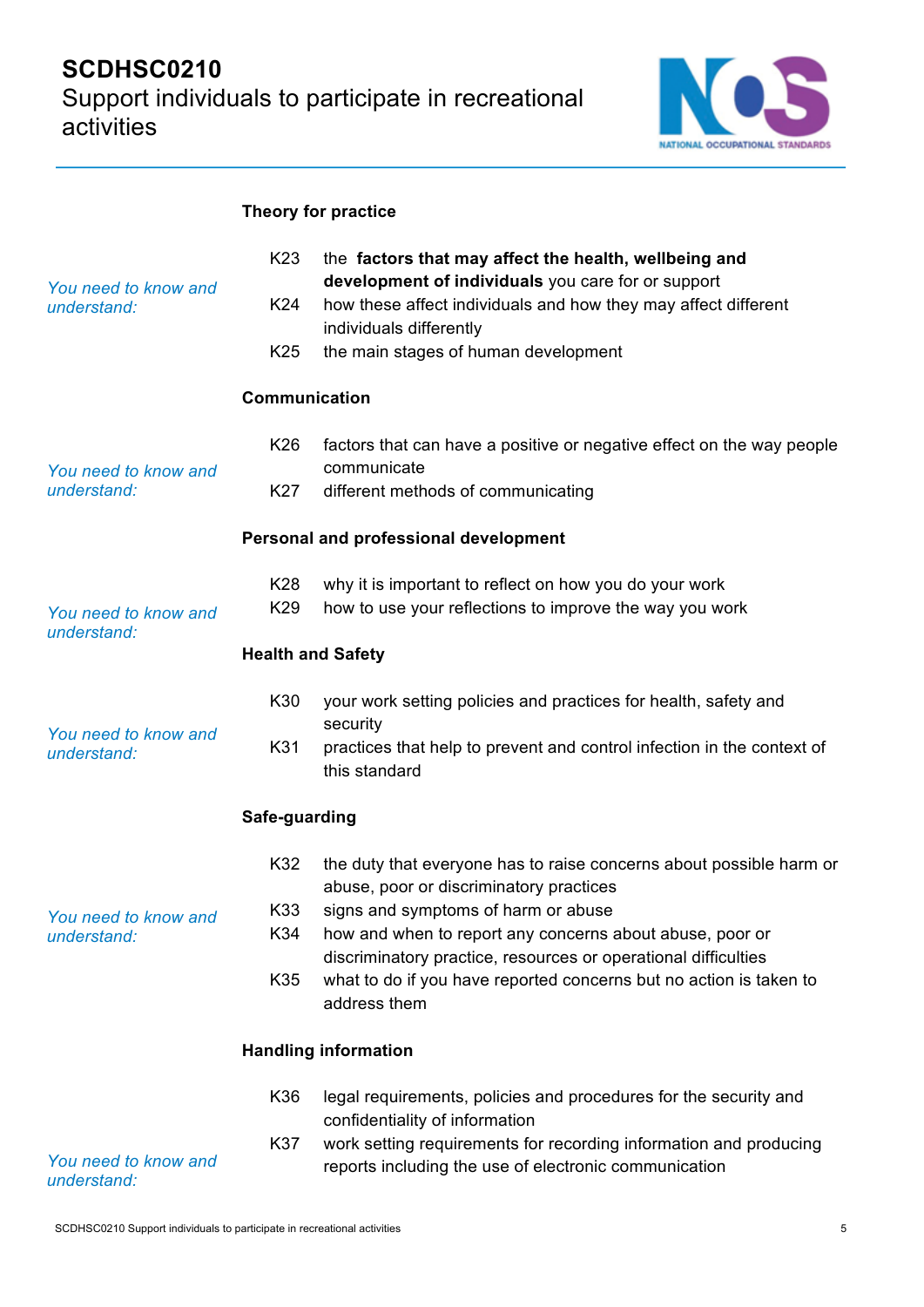### Theory for practice

*You need to know and understand:*

- K23 the **factors that may affect the health, wellbeing and development of individuals** you care for or support
- K24 how these affect individuals and how they may affect different individuals differently
- K25 the main stages of human development

### Communication

*You need to know and understand:*

- K26 factors that can have a positive or negative effect on the way people communicate
- K27 different methods of communicating

### Personal and professional development

*You need to know and understand:*

- K28 why it is important to reflect on how you do your work
- K29 how to use your reflections to improve the way you work

### Health and Safety

*You need to know and understand:*

- K30 your work setting policies and practices for health, safety and security
- K31 practices that help to prevent and control infection in the context of this standard

### Safe-guarding

*You need to know and understand:*

- K32 the duty that everyone has to raise concerns about possible harm or abuse, poor or discriminatory practices
- K33 signs and symptoms of harm or abuse
- K34 how and when to report any concerns about abuse, poor or discriminatory practice, resources or operational difficulties
- K35 what to do if you have reported concerns but no action is taken to address them

### Handling information

*You need to know and understand:*

- K36 legal requirements, policies and procedures for the security and confidentiality of information
- K37 work setting requirements for recording information and producing reports including the use of electronic communication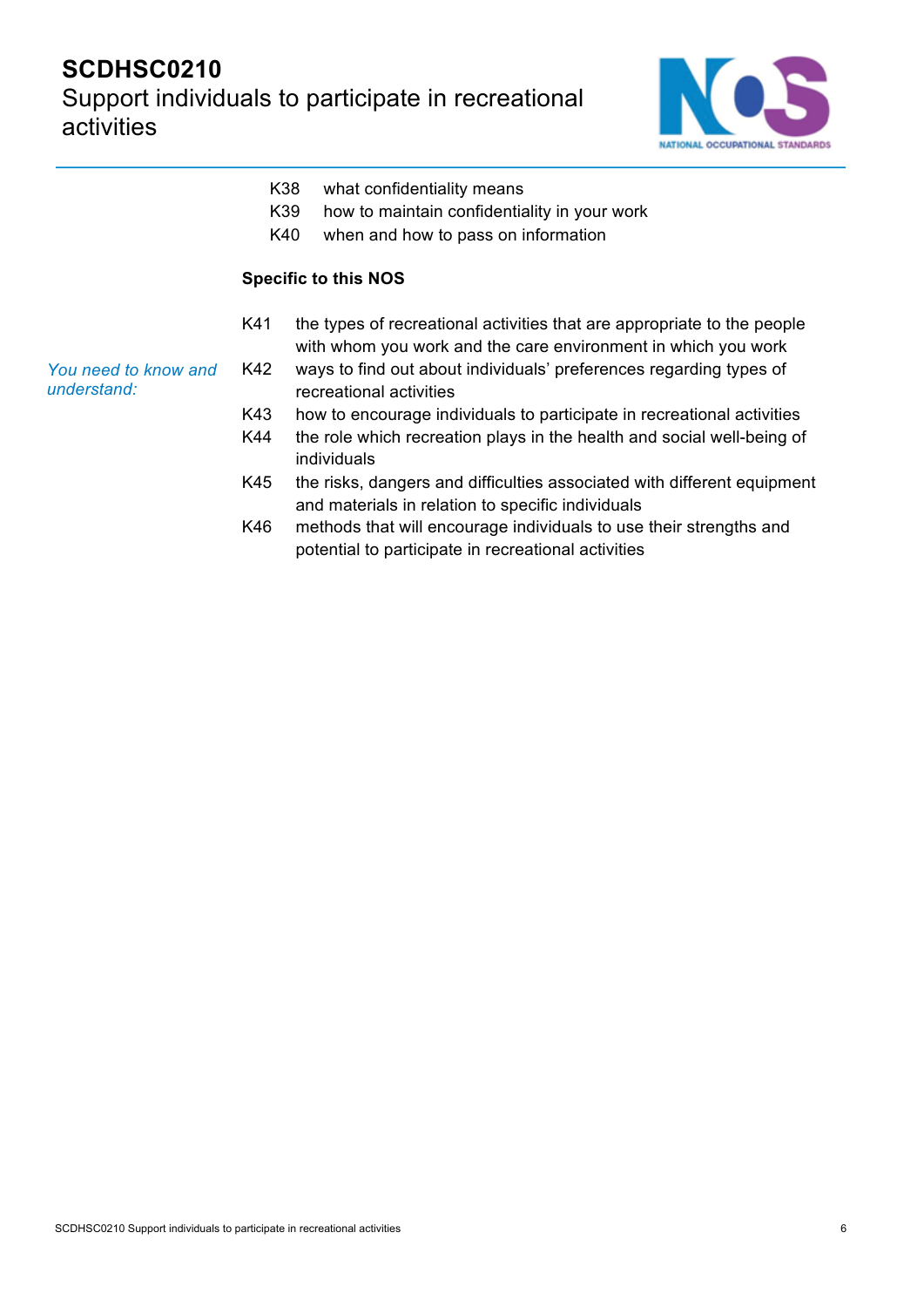| | | |
|---|---|---|
| | K38 | what confidentiality means |
| | K39 | how to maintain confidentiality in your work |
| | K40 | when and how to pass on information |

**Specific to this NOS**

| | | |
|---|---|---|
| *You need to know and understand:* | K41 | the types of recreational activities that are appropriate to the people with whom you work and the care environment in which you work |
| | K42 | ways to find out about individuals' preferences regarding types of recreational activities |
| | K43 | how to encourage individuals to participate in recreational activities |
| | K44 | the role which recreation plays in the health and social well-being of individuals |
| | K45 | the risks, dangers and difficulties associated with different equipment and materials in relation to specific individuals |
| | K46 | methods that will encourage individuals to use their strengths and potential to participate in recreational activities |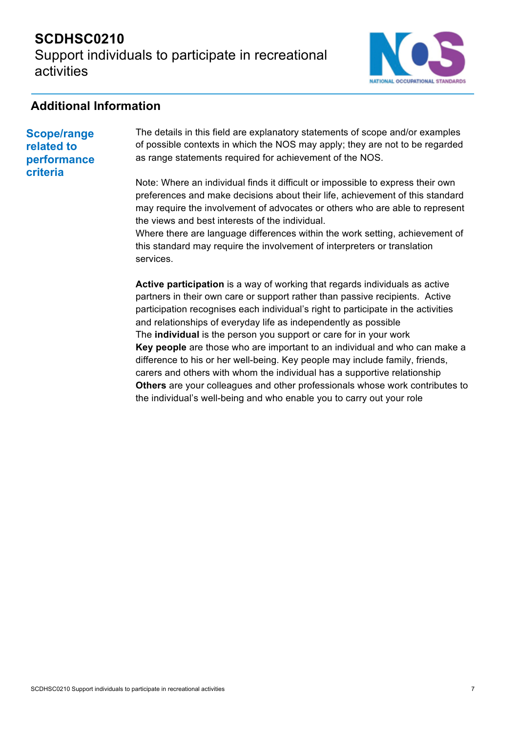## Additional Information

### Scope/range related to performance criteria

The details in this field are explanatory statements of scope and/or examples of possible contexts in which the NOS may apply; they are not to be regarded as range statements required for achievement of the NOS.

Note: Where an individual finds it difficult or impossible to express their own preferences and make decisions about their life, achievement of this standard may require the involvement of advocates or others who are able to represent the views and best interests of the individual.
Where there are language differences within the work setting, achievement of this standard may require the involvement of interpreters or translation services.

**Active participation** is a way of working that regards individuals as active partners in their own care or support rather than passive recipients. Active participation recognises each individual's right to participate in the activities and relationships of everyday life as independently as possible
The **individual** is the person you support or care for in your work
**Key people** are those who are important to an individual and who can make a difference to his or her well-being. Key people may include family, friends, carers and others with whom the individual has a supportive relationship
**Others** are your colleagues and other professionals whose work contributes to the individual's well-being and who enable you to carry out your role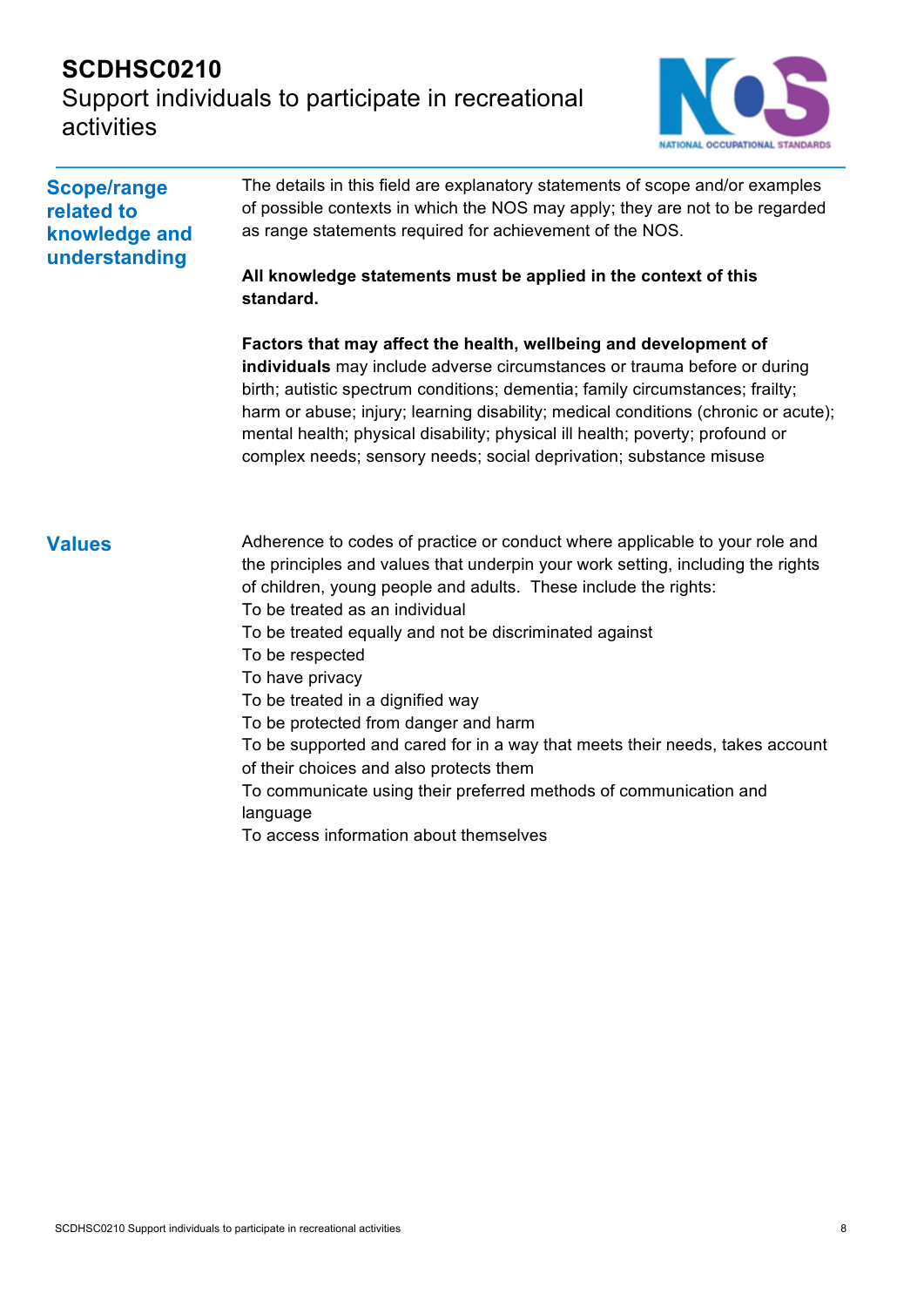# SCDHSC0210
## Support individuals to participate in recreational activities

## Scope/range related to knowledge and understanding

The details in this field are explanatory statements of scope and/or examples of possible contexts in which the NOS may apply; they are not to be regarded as range statements required for achievement of the NOS.

**All knowledge statements must be applied in the context of this standard.**

**Factors that may affect the health, wellbeing and development of individuals** may include adverse circumstances or trauma before or during birth; autistic spectrum conditions; dementia; family circumstances; frailty; harm or abuse; injury; learning disability; medical conditions (chronic or acute); mental health; physical disability; physical ill health; poverty; profound or complex needs; sensory needs; social deprivation; substance misuse

## Values

Adherence to codes of practice or conduct where applicable to your role and the principles and values that underpin your work setting, including the rights of children, young people and adults. These include the rights:

To be treated as an individual  
To be treated equally and not be discriminated against  
To be respected  
To have privacy  
To be treated in a dignified way  
To be protected from danger and harm  
To be supported and cared for in a way that meets their needs, takes account of their choices and also protects them  
To communicate using their preferred methods of communication and language  
To access information about themselves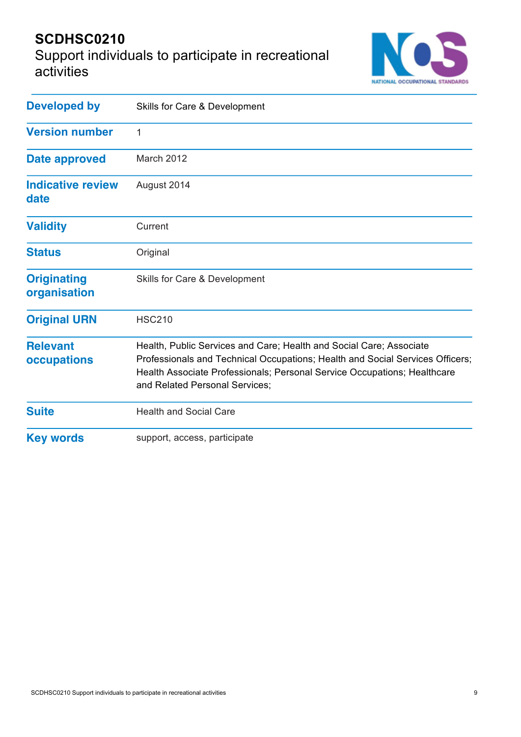# SCDHSC0210
## Support individuals to participate in recreational activities

| | |
|---|---|
| **Developed by** | Skills for Care & Development |
| **Version number** | 1 |
| **Date approved** | March 2012 |
| **Indicative review date** | August 2014 |
| **Validity** | Current |
| **Status** | Original |
| **Originating organisation** | Skills for Care & Development |
| **Original URN** | HSC210 |
| **Relevant occupations** | Health, Public Services and Care; Health and Social Care; Associate Professionals and Technical Occupations; Health and Social Services Officers; Health Associate Professionals; Personal Service Occupations; Healthcare and Related Personal Services; |
| **Suite** | Health and Social Care |
| **Key words** | support, access, participate |